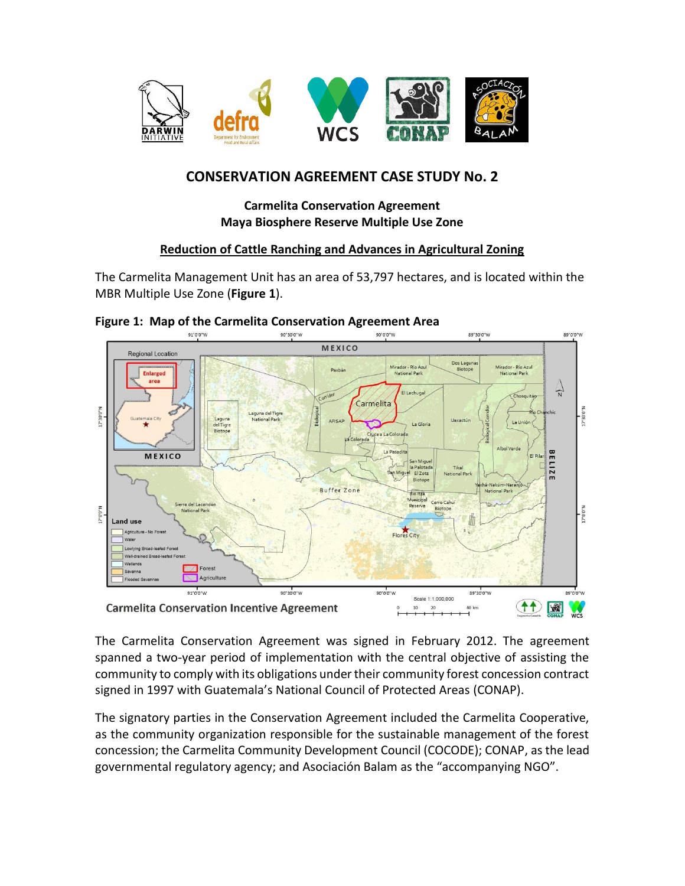# CONSERVATION AGREEMENT CASE STUDY No. 2

## Carmelita Conservation Agreement
## Maya Biosphere Reserve Multiple Use Zone

### Reduction of Cattle Ranching and Advances in Agricultural Zoning

The Carmelita Management Unit has an area of 53,797 hectares, and is located within the MBR Multiple Use Zone (**Figure 1**).

**Figure 1: Map of the Carmelita Conservation Agreement Area**

The Carmelita Conservation Agreement was signed in February 2012. The agreement spanned a two-year period of implementation with the central objective of assisting the community to comply with its obligations under their community forest concession contract signed in 1997 with Guatemala's National Council of Protected Areas (CONAP).

The signatory parties in the Conservation Agreement included the Carmelita Cooperative, as the community organization responsible for the sustainable management of the forest concession; the Carmelita Community Development Council (COCODE); CONAP, as the lead governmental regulatory agency; and Asociación Balam as the "accompanying NGO".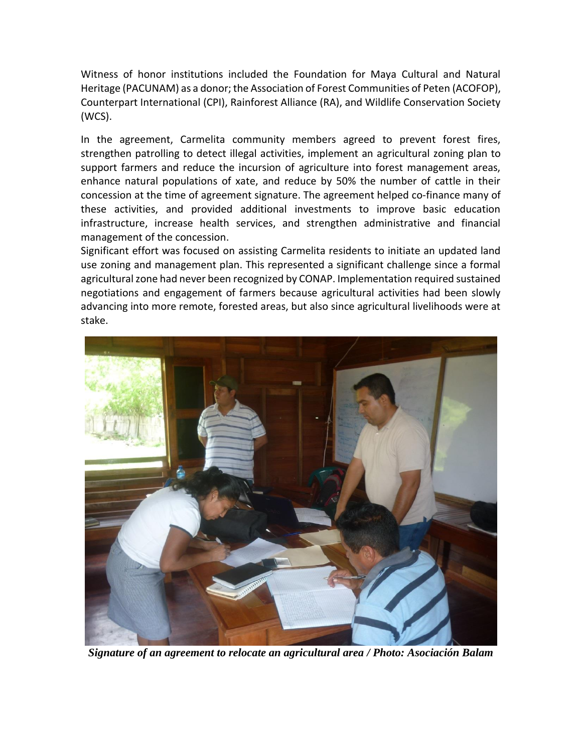Witness of honor institutions included the Foundation for Maya Cultural and Natural Heritage (PACUNAM) as a donor; the Association of Forest Communities of Peten (ACOFOP), Counterpart International (CPI), Rainforest Alliance (RA), and Wildlife Conservation Society (WCS).

In the agreement, Carmelita community members agreed to prevent forest fires, strengthen patrolling to detect illegal activities, implement an agricultural zoning plan to support farmers and reduce the incursion of agriculture into forest management areas, enhance natural populations of xate, and reduce by 50% the number of cattle in their concession at the time of agreement signature. The agreement helped co-finance many of these activities, and provided additional investments to improve basic education infrastructure, increase health services, and strengthen administrative and financial management of the concession.

Significant effort was focused on assisting Carmelita residents to initiate an updated land use zoning and management plan. This represented a significant challenge since a formal agricultural zone had never been recognized by CONAP. Implementation required sustained negotiations and engagement of farmers because agricultural activities had been slowly advancing into more remote, forested areas, but also since agricultural livelihoods were at stake.

***Signature of an agreement to relocate an agricultural area / Photo: Asociación Balam***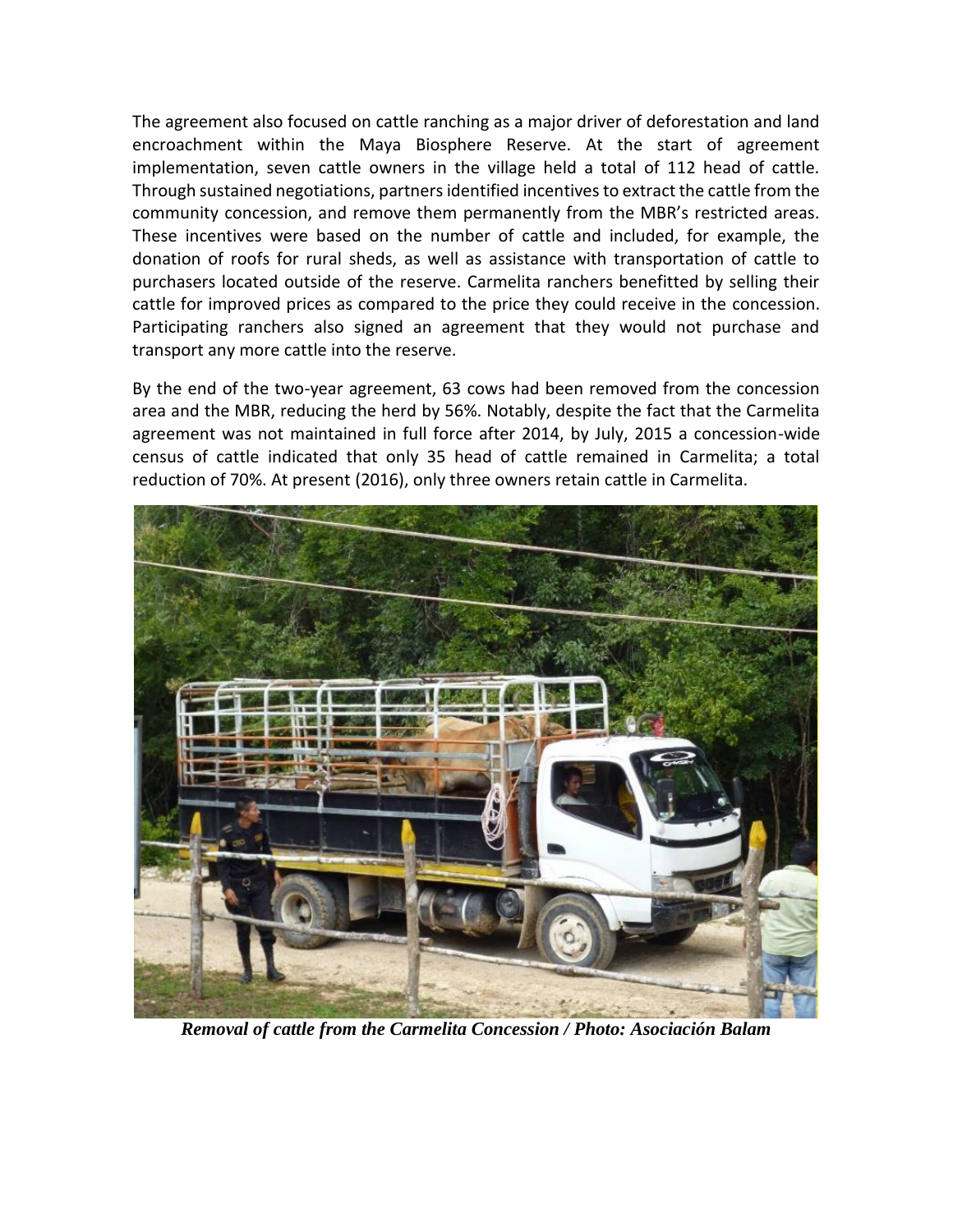The agreement also focused on cattle ranching as a major driver of deforestation and land encroachment within the Maya Biosphere Reserve. At the start of agreement implementation, seven cattle owners in the village held a total of 112 head of cattle. Through sustained negotiations, partners identified incentives to extract the cattle from the community concession, and remove them permanently from the MBR's restricted areas. These incentives were based on the number of cattle and included, for example, the donation of roofs for rural sheds, as well as assistance with transportation of cattle to purchasers located outside of the reserve. Carmelita ranchers benefitted by selling their cattle for improved prices as compared to the price they could receive in the concession. Participating ranchers also signed an agreement that they would not purchase and transport any more cattle into the reserve.

By the end of the two-year agreement, 63 cows had been removed from the concession area and the MBR, reducing the herd by 56%. Notably, despite the fact that the Carmelita agreement was not maintained in full force after 2014, by July, 2015 a concession-wide census of cattle indicated that only 35 head of cattle remained in Carmelita; a total reduction of 70%. At present (2016), only three owners retain cattle in Carmelita.

***Removal of cattle from the Carmelita Concession / Photo: Asociación Balam***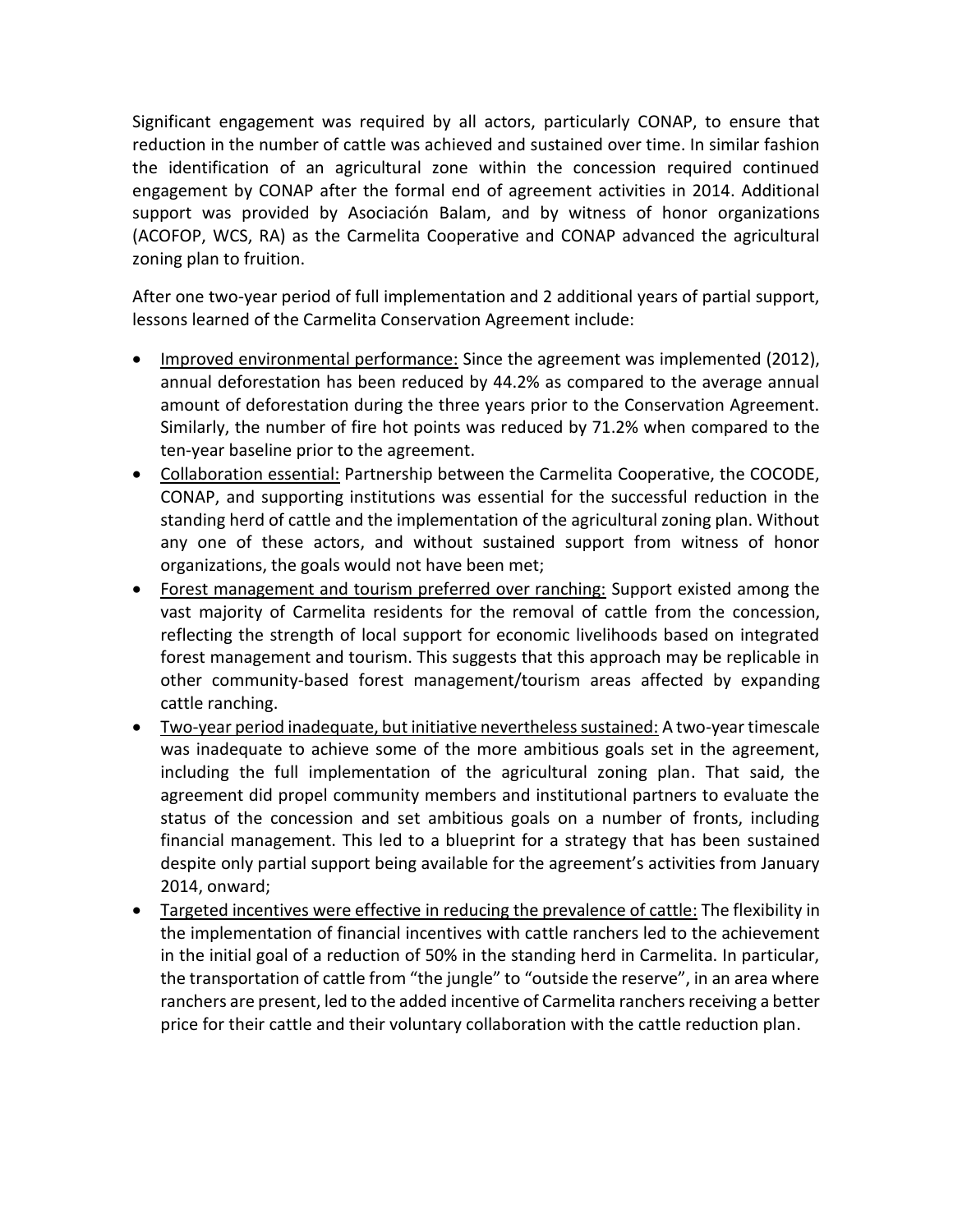Significant engagement was required by all actors, particularly CONAP, to ensure that reduction in the number of cattle was achieved and sustained over time. In similar fashion the identification of an agricultural zone within the concession required continued engagement by CONAP after the formal end of agreement activities in 2014. Additional support was provided by Asociación Balam, and by witness of honor organizations (ACOFOP, WCS, RA) as the Carmelita Cooperative and CONAP advanced the agricultural zoning plan to fruition.

After one two-year period of full implementation and 2 additional years of partial support, lessons learned of the Carmelita Conservation Agreement include:

- <u>Improved environmental performance:</u> Since the agreement was implemented (2012), annual deforestation has been reduced by 44.2% as compared to the average annual amount of deforestation during the three years prior to the Conservation Agreement. Similarly, the number of fire hot points was reduced by 71.2% when compared to the ten-year baseline prior to the agreement.
- <u>Collaboration essential:</u> Partnership between the Carmelita Cooperative, the COCODE, CONAP, and supporting institutions was essential for the successful reduction in the standing herd of cattle and the implementation of the agricultural zoning plan. Without any one of these actors, and without sustained support from witness of honor organizations, the goals would not have been met;
- <u>Forest management and tourism preferred over ranching:</u> Support existed among the vast majority of Carmelita residents for the removal of cattle from the concession, reflecting the strength of local support for economic livelihoods based on integrated forest management and tourism. This suggests that this approach may be replicable in other community-based forest management/tourism areas affected by expanding cattle ranching.
- <u>Two-year period inadequate, but initiative nevertheless sustained:</u> A two-year timescale was inadequate to achieve some of the more ambitious goals set in the agreement, including the full implementation of the agricultural zoning plan. That said, the agreement did propel community members and institutional partners to evaluate the status of the concession and set ambitious goals on a number of fronts, including financial management. This led to a blueprint for a strategy that has been sustained despite only partial support being available for the agreement's activities from January 2014, onward;
- <u>Targeted incentives were effective in reducing the prevalence of cattle:</u> The flexibility in the implementation of financial incentives with cattle ranchers led to the achievement in the initial goal of a reduction of 50% in the standing herd in Carmelita. In particular, the transportation of cattle from "the jungle" to "outside the reserve", in an area where ranchers are present, led to the added incentive of Carmelita ranchers receiving a better price for their cattle and their voluntary collaboration with the cattle reduction plan.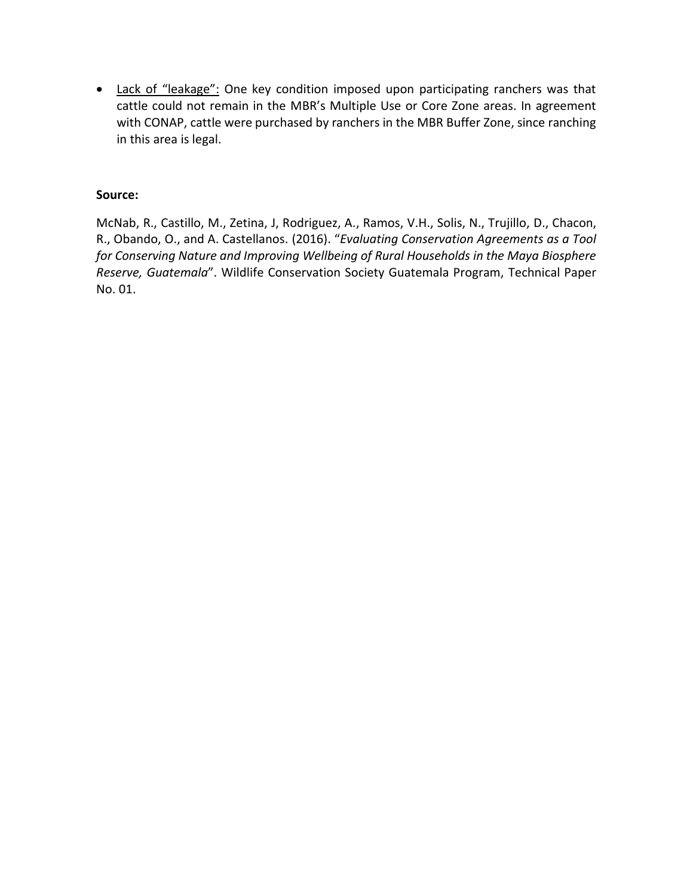- Lack of "leakage": One key condition imposed upon participating ranchers was that cattle could not remain in the MBR's Multiple Use or Core Zone areas. In agreement with CONAP, cattle were purchased by ranchers in the MBR Buffer Zone, since ranching in this area is legal.

**Source:**

McNab, R., Castillo, M., Zetina, J, Rodriguez, A., Ramos, V.H., Solis, N., Trujillo, D., Chacon, R., Obando, O., and A. Castellanos. (2016). "*Evaluating Conservation Agreements as a Tool for Conserving Nature and Improving Wellbeing of Rural Households in the Maya Biosphere Reserve, Guatemala*". Wildlife Conservation Society Guatemala Program, Technical Paper No. 01.